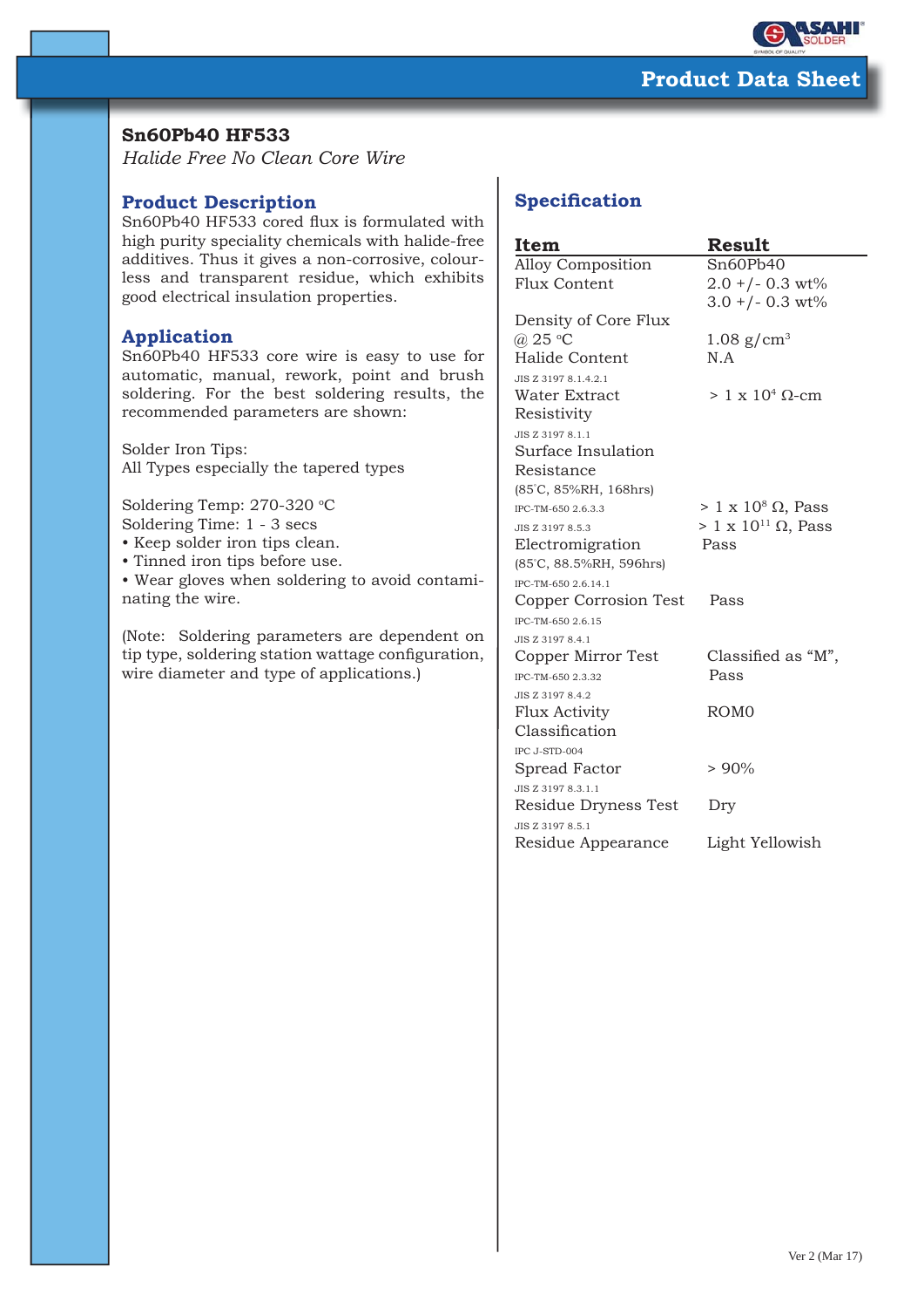# Product Data Sheet

## Sn60Pb40 HF533

*Halide Free No Clean Core Wire*

### Product Description

Sn60Pb40 HF533 cored flux is formulated with high purity speciality chemicals with halide-free additives. Thus it gives a non-corrosive, colourless and transparent residue, which exhibits good electrical insulation properties.

### Application

Sn60Pb40 HF533 core wire is easy to use for automatic, manual, rework, point and brush soldering. For the best soldering results, the recommended parameters are shown:

Solder Iron Tips:
All Types especially the tapered types

Soldering Temp: 270-320 °C
Soldering Time: 1 - 3 secs

- Keep solder iron tips clean.
- Tinned iron tips before use.
- Wear gloves when soldering to avoid contaminating the wire.

(Note: Soldering parameters are dependent on tip type, soldering station wattage configuration, wire diameter and type of applications.)

### Specification

| Item | Result |
|---|---|
| Alloy Composition | Sn60Pb40 |
| Flux Content | 2.0 +/- 0.3 wt%<br>3.0 +/- 0.3 wt% |
| Density of Core Flux @ 25 °C | 1.08 g/cm$^3$ |
| Halide Content<br>JIS Z 3197 8.1.4.2.1 | N.A |
| Water Extract Resistivity<br>JIS Z 3197 8.1.1 | > 1 x 10$^4$ Ω-cm |
| Surface Insulation Resistance (85°C, 85%RH, 168hrs)<br>IPC-TM-650 2.6.3.3<br>JIS Z 3197 8.5.3 | > 1 x 10$^8$ Ω, Pass<br>> 1 x 10$^{11}$ Ω, Pass |
| Electromigration (85°C, 88.5%RH, 596hrs)<br>IPC-TM-650 2.6.14.1 | Pass |
| Copper Corrosion Test<br>IPC-TM-650 2.6.15<br>JIS Z 3197 8.4.1 | Pass |
| Copper Mirror Test<br>IPC-TM-650 2.3.32<br>JIS Z 3197 8.4.2 | Classified as "M", Pass |
| Flux Activity Classification<br>IPC J-STD-004 | ROM0 |
| Spread Factor<br>JIS Z 3197 8.3.1.1 | > 90% |
| Residue Dryness Test<br>JIS Z 3197 8.5.1 | Dry |
| Residue Appearance | Light Yellowish |

Ver 2 (Mar 17)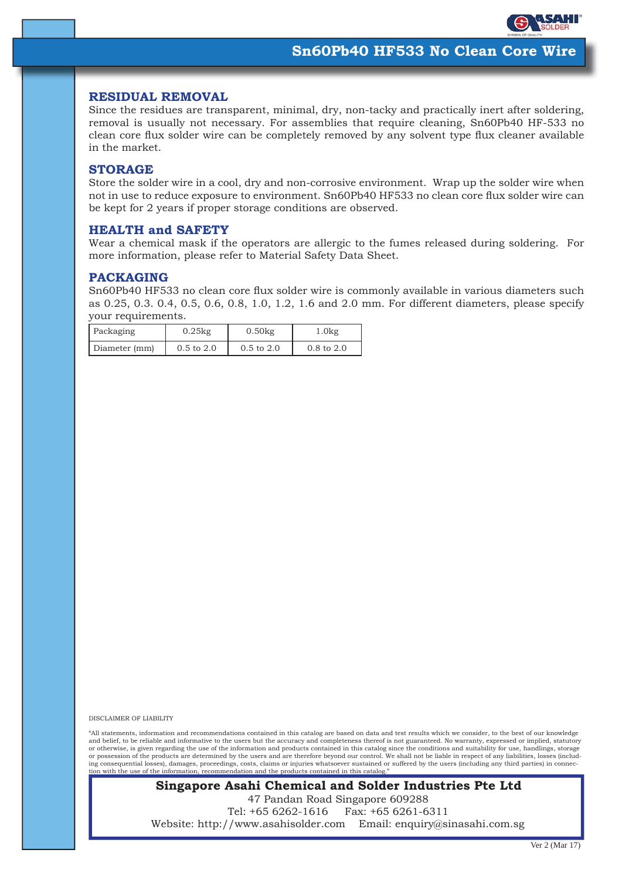## RESIDUAL REMOVAL

Since the residues are transparent, minimal, dry, non-tacky and practically inert after soldering, removal is usually not necessary. For assemblies that require cleaning, Sn60Pb40 HF-533 no clean core flux solder wire can be completely removed by any solvent type flux cleaner available in the market.

## STORAGE

Store the solder wire in a cool, dry and non-corrosive environment. Wrap up the solder wire when not in use to reduce exposure to environment. Sn60Pb40 HF533 no clean core flux solder wire can be kept for 2 years if proper storage conditions are observed.

## HEALTH and SAFETY

Wear a chemical mask if the operators are allergic to the fumes released during soldering. For more information, please refer to Material Safety Data Sheet.

## PACKAGING

Sn60Pb40 HF533 no clean core flux solder wire is commonly available in various diameters such as 0.25, 0.3. 0.4, 0.5, 0.6, 0.8, 1.0, 1.2, 1.6 and 2.0 mm. For different diameters, please specify your requirements.

| Packaging | 0.25kg | 0.50kg | 1.0kg |
|---|---|---|---|
| Diameter (mm) | 0.5 to 2.0 | 0.5 to 2.0 | 0.8 to 2.0 |

DISCLAIMER OF LIABILITY

"All statements, information and recommendations contained in this catalog are based on data and test results which we consider, to the best of our knowledge and belief, to be reliable and informative to the users but the accuracy and completeness thereof is not guaranteed. No warranty, expressed or implied, statutory or otherwise, is given regarding the use of the information and products contained in this catalog since the conditions and suitability for use, handlings, storage or possession of the products are determined by the users and are therefore beyond our control. We shall not be liable in respect of any liabilities, losses (including consequential losses), damages, proceedings, costs, claims or injuries whatsoever sustained or suffered by the users (including any third parties) in connection with the use of the information, recommendation and the products contained in this catalog."

**Singapore Asahi Chemical and Solder Industries Pte Ltd**
47 Pandan Road Singapore 609288
Tel: +65 6262-1616 Fax: +65 6261-6311
Website: http://www.asahisolder.com Email: enquiry@sinasahi.com.sg

Ver 2 (Mar 17)